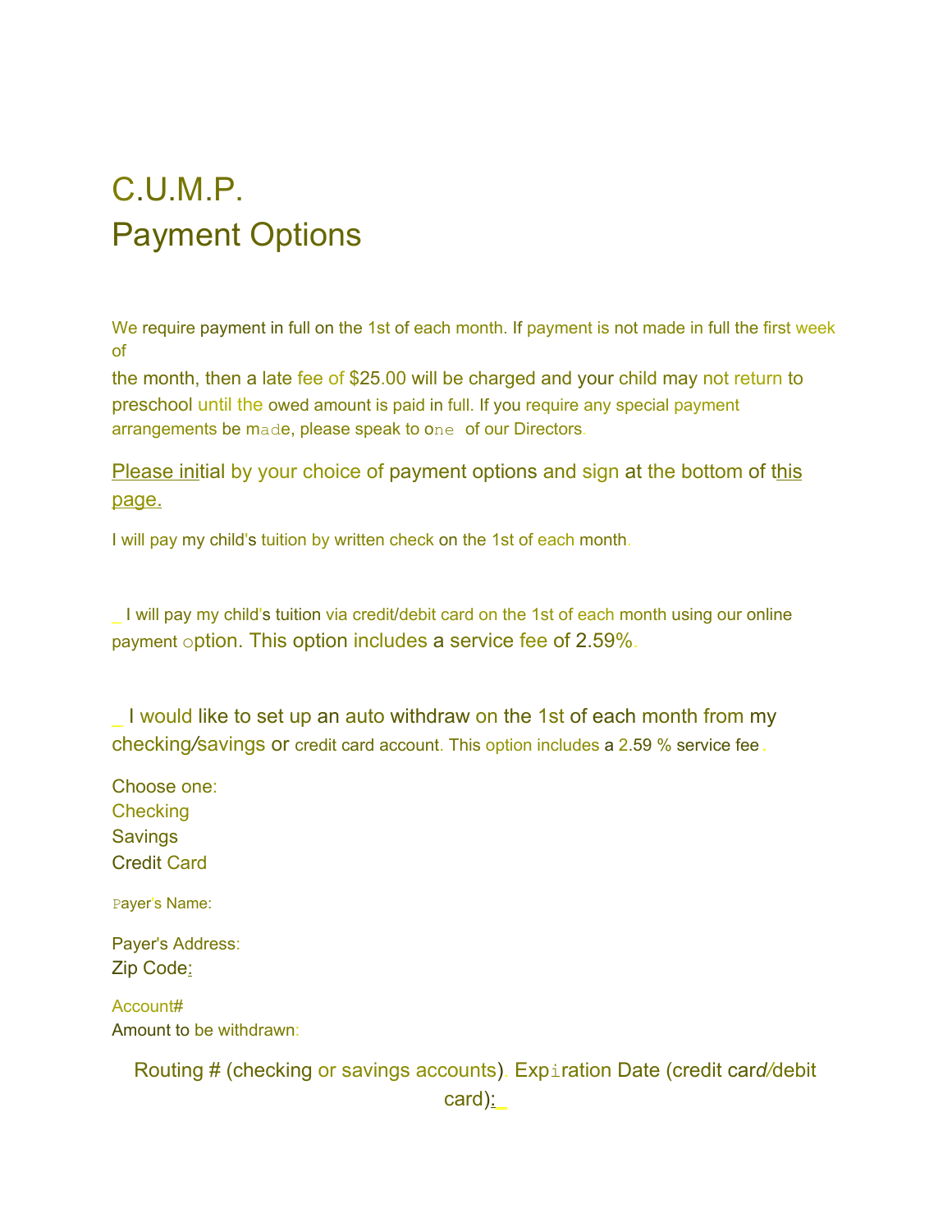# C.U.M.P.
# Payment Options

We require payment in full on the 1st of each month. If payment is not made in full the first week of the month, then a late fee of $25.00 will be charged and your child may not return to preschool until the owed amount is paid in full. If you require any special payment arrangements be made, please speak to one of our Directors.

Please initial by your choice of payment options and sign at the bottom of this page.

I will pay my child's tuition by written check on the 1st of each month.

_ I will pay my child's tuition via credit/debit card on the 1st of each month using our online payment option. This option includes a service fee of 2.59%.

_ I would like to set up an auto withdraw on the 1st of each month from my checking/savings or credit card account. This option includes a 2.59 % service fee.

Choose one:
Checking
Savings
Credit Card

Payer's Name:

Payer's Address:
Zip Code:

Account#
Amount to be withdrawn:

Routing # (checking or savings accounts). Expiration Date (credit card/debit card): _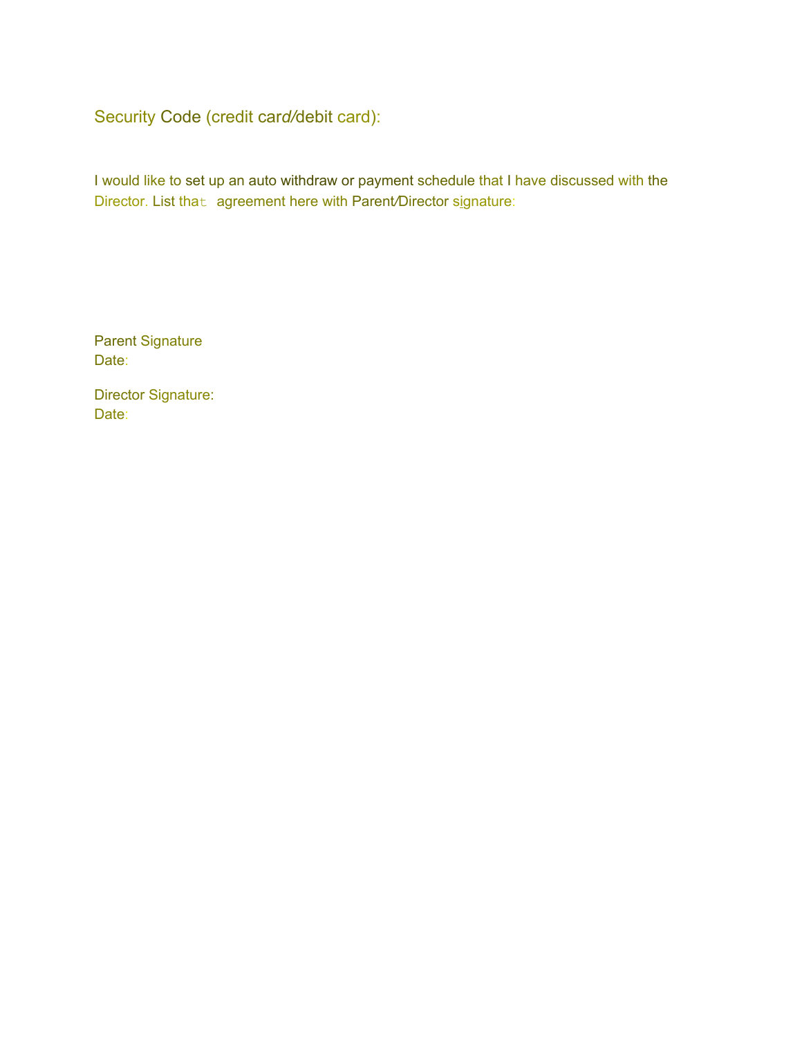Security Code (credit card/debit card):

I would like to set up an auto withdraw or payment schedule that I have discussed with the Director. List that agreement here with Parent/Director signature:

Parent Signature
Date:

Director Signature:
Date: